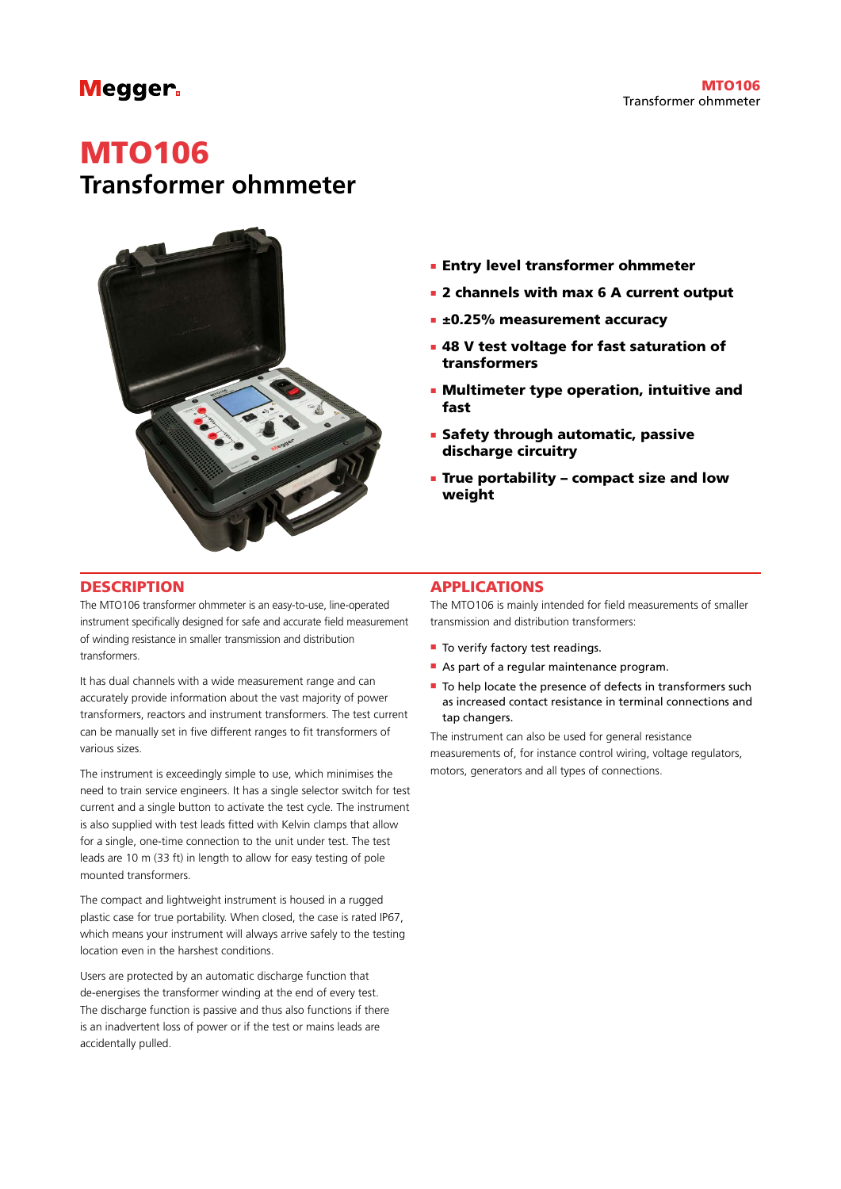# MTO106
## Transformer ohmmeter

- **Entry level transformer ohmmeter**
- **2 channels with max 6 A current output**
- **±0.25% measurement accuracy**
- **48 V test voltage for fast saturation of transformers**
- **Multimeter type operation, intuitive and fast**
- **Safety through automatic, passive discharge circuitry**
- **True portability – compact size and low weight**

## DESCRIPTION

The MTO106 transformer ohmmeter is an easy-to-use, line-operated instrument specifically designed for safe and accurate field measurement of winding resistance in smaller transmission and distribution transformers.

It has dual channels with a wide measurement range and can accurately provide information about the vast majority of power transformers, reactors and instrument transformers. The test current can be manually set in five different ranges to fit transformers of various sizes.

The instrument is exceedingly simple to use, which minimises the need to train service engineers. It has a single selector switch for test current and a single button to activate the test cycle. The instrument is also supplied with test leads fitted with Kelvin clamps that allow for a single, one-time connection to the unit under test. The test leads are 10 m (33 ft) in length to allow for easy testing of pole mounted transformers.

The compact and lightweight instrument is housed in a rugged plastic case for true portability. When closed, the case is rated IP67, which means your instrument will always arrive safely to the testing location even in the harshest conditions.

Users are protected by an automatic discharge function that de-energises the transformer winding at the end of every test. The discharge function is passive and thus also functions if there is an inadvertent loss of power or if the test or mains leads are accidentally pulled.

## APPLICATIONS

The MTO106 is mainly intended for field measurements of smaller transmission and distribution transformers:

- To verify factory test readings.
- As part of a regular maintenance program.
- To help locate the presence of defects in transformers such as increased contact resistance in terminal connections and tap changers.

The instrument can also be used for general resistance measurements of, for instance control wiring, voltage regulators, motors, generators and all types of connections.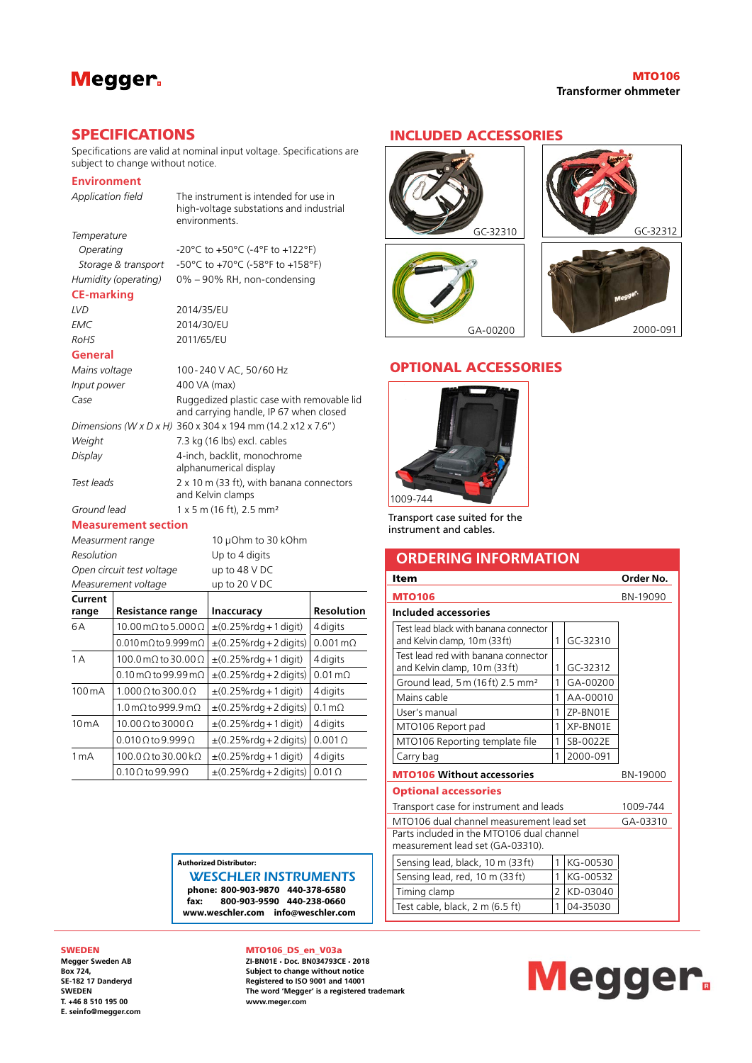# SPECIFICATIONS

Specifications are valid at nominal input voltage. Specifications are subject to change without notice.

## Environment

| | |
|---|---|
| *Application field* | The instrument is intended for use in high-voltage substations and industrial environments. |
| *Temperature* | |
| *Operating* | -20°C to +50°C (-4°F to +122°F) |
| *Storage & transport* | -50°C to +70°C (-58°F to +158°F) |
| *Humidity (operating)* | 0% – 90% RH, non-condensing |

## CE-marking

| | |
|---|---|
| *LVD* | 2014/35/EU |
| *EMC* | 2014/30/EU |
| *RoHS* | 2011/65/EU |

## General

| | |
|---|---|
| *Mains voltage* | 100 - 240 V AC, 50/60 Hz |
| *Input power* | 400 VA (max) |
| *Case* | Ruggedized plastic case with removable lid and carrying handle, IP 67 when closed |
| *Dimensions (W x D x H)* | 360 x 304 x 194 mm (14.2 x12 x 7.6") |
| *Weight* | 7.3 kg (16 lbs) excl. cables |
| *Display* | 4-inch, backlit, monochrome alphanumerical display |
| *Test leads* | 2 x 10 m (33 ft), with banana connectors and Kelvin clamps |
| *Ground lead* | 1 x 5 m (16 ft), 2.5 mm² |

## Measurement section

| | |
|---|---|
| *Measurment range* | 10 µOhm to 30 kOhm |
| *Resolution* | Up to 4 digits |
| *Open circuit test voltage* | up to 48 V DC |
| *Measurement voltage* | up to 20 V DC |

| Current range | Resistance range | Inaccuracy | Resolution |
|---|---|---|---|
| 6 A | 10.00 mΩ to 5.000 Ω | ±(0.25%rdg + 1 digit) | 4 digits |
| | 0.010 mΩ to 9.999 mΩ | ±(0.25%rdg + 2 digits) | 0.001 mΩ |
| 1 A | 100.0 mΩ to 30.00 Ω | ±(0.25%rdg + 1 digit) | 4 digits |
| | 0.10 mΩ to 99.99 mΩ | ±(0.25%rdg + 2 digits) | 0.01 mΩ |
| 100 mA | 1.000 Ω to 300.0 Ω | ±(0.25%rdg + 1 digit) | 4 digits |
| | 1.0 mΩ to 999.9 mΩ | ±(0.25%rdg + 2 digits) | 0.1 mΩ |
| 10 mA | 10.00 Ω to 3000 Ω | ±(0.25%rdg + 1 digit) | 4 digits |
| | 0.010 Ω to 9.999 Ω | ±(0.25%rdg + 2 digits) | 0.001 Ω |
| 1 mA | 100.0 Ω to 30.00 kΩ | ±(0.25%rdg + 1 digit) | 4 digits |
| | 0.10 Ω to 99.99 Ω | ±(0.25%rdg + 2 digits) | 0.01 Ω |

# INCLUDED ACCESSORIES

GC-32310

GC-32312

GA-00200

2000-091

# OPTIONAL ACCESSORIES

1009-744

Transport case suited for the instrument and cables.

# ORDERING INFORMATION

| Item | | | Order No. |
|---|---|---|---|
| **MTO106** | | | BN-19090 |
| **Included accessories** | | | |
| Test lead black with banana connector and Kelvin clamp, 10 m (33 ft) | 1 | GC-32310 | |
| Test lead red with banana connector and Kelvin clamp, 10 m (33 ft) | 1 | GC-32312 | |
| Ground lead, 5 m (16 ft) 2.5 mm² | 1 | GA-00200 | |
| Mains cable | 1 | AA-00010 | |
| User's manual | 1 | ZP-BN01E | |
| MTO106 Report pad | 1 | XP-BN01E | |
| MTO106 Reporting template file | 1 | SB-0022E | |
| Carry bag | 1 | 2000-091 | |
| **MTO106 Without accessories** | | | BN-19000 |
| **Optional accessories** | | | |
| Transport case for instrument and leads | | | 1009-744 |
| MTO106 dual channel measurement lead set | | | GA-03310 |
| Parts included in the MTO106 dual channel measurement lead set (GA-03310). | | | |
| Sensing lead, black, 10 m (33 ft) | 1 | KG-00530 | |
| Sensing lead, red, 10 m (33 ft) | 1 | KG-00532 | |
| Timing clamp | 2 | KD-03040 | |
| Test cable, black, 2 m (6.5 ft) | 1 | 04-35030 | |

**Authorized Distributor:**
**WESCHLER INSTRUMENTS**
**phone: 800-903-9870 440-378-6580**
**fax: 800-903-9590 440-238-0660**
**www.weschler.com info@weschler.com**

**SWEDEN**
**Megger Sweden AB**
**Box 724,**
**SE-182 17 Danderyd**
**SWEDEN**
**T. +46 8 510 195 00**
**E. seinfo@megger.com**

**MTO106_DS_en_V03a**
**ZI-BN01E • Doc. BN034793CE • 2018**
**Subject to change without notice**
**Registered to ISO 9001 and 14001**
**The word 'Megger' is a registered trademark**
**www.meger.com**